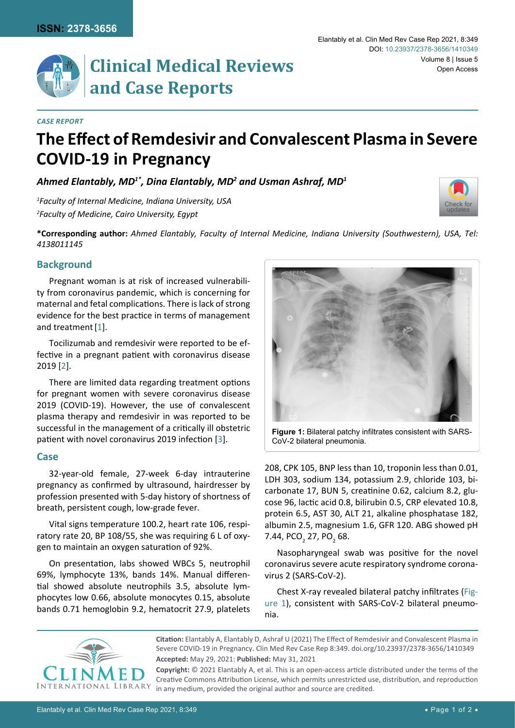*CASE REPORT*

# The Effect of Remdesivir and Convalescent Plasma in Severe COVID-19 in Pregnancy

***Ahmed Elantably, MD[1*], Dina Elantably, MD[2] and Usman Ashraf, MD[1]***

*[1]Faculty of Internal Medicine, Indiana University, USA*

*[2]Faculty of Medicine, Cairo University, Egypt*

**\*Corresponding author:** *Ahmed Elantably, Faculty of Internal Medicine, Indiana University (Southwestern), USA, Tel: 4138011145*

## Background

Pregnant woman is at risk of increased vulnerability from coronavirus pandemic, which is concerning for maternal and fetal complications. There is lack of strong evidence for the best practice in terms of management and treatment [1].

Tocilizumab and remdesivir were reported to be effective in a pregnant patient with coronavirus disease 2019 [2].

There are limited data regarding treatment options for pregnant women with severe coronavirus disease 2019 (COVID-19). However, the use of convalescent plasma therapy and remdesivir in was reported to be successful in the management of a critically ill obstetric patient with novel coronavirus 2019 infection [3].

## Case

32-year-old female, 27-week 6-day intrauterine pregnancy as confirmed by ultrasound, hairdresser by profession presented with 5-day history of shortness of breath, persistent cough, low-grade fever.

Vital signs temperature 100.2, heart rate 106, respiratory rate 20, BP 108/55, she was requiring 6 L of oxygen to maintain an oxygen saturation of 92%.

On presentation, labs showed WBCs 5, neutrophil 69%, lymphocyte 13%, bands 14%. Manual differential showed absolute neutrophils 3.5, absolute lymphocytes low 0.66, absolute monocytes 0.15, absolute bands 0.71 hemoglobin 9.2, hematocrit 27.9, platelets 208, CPK 105, BNP less than 10, troponin less than 0.01, LDH 303, sodium 134, potassium 2.9, chloride 103, bicarbonate 17, BUN 5, creatinine 0.62, calcium 8.2, glucose 96, lactic acid 0.8, bilirubin 0.5, CRP elevated 10.8, protein 6.5, AST 30, ALT 21, alkaline phosphatase 182, albumin 2.5, magnesium 1.6, GFR 120. ABG showed pH 7.44, $PCO_2$ 27, $PO_2$ 68.

**Figure 1:** Bilateral patchy infiltrates consistent with SARS-CoV-2 bilateral pneumonia.

Nasopharyngeal swab was positive for the novel coronavirus severe acute respiratory syndrome coronavirus 2 (SARS-CoV-2).

Chest X-ray revealed bilateral patchy infiltrates (Figure 1), consistent with SARS-CoV-2 bilateral pneumonia.

**Citation:** Elantably A, Elantably D, Ashraf U (2021) The Effect of Remdesivir and Convalescent Plasma in Severe COVID-19 in Pregnancy. Clin Med Rev Case Rep 8:349. doi.org/10.23937/2378-3656/1410349

**Accepted:** May 29, 2021: **Published:** May 31, 2021

**Copyright:** © 2021 Elantably A, et al. This is an open-access article distributed under the terms of the Creative Commons Attribution License, which permits unrestricted use, distribution, and reproduction in any medium, provided the original author and source are credited.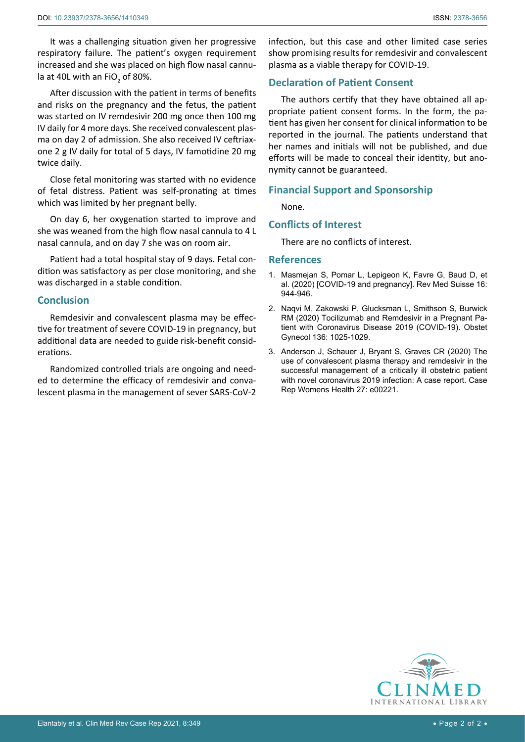It was a challenging situation given her progressive respiratory failure. The patient's oxygen requirement increased and she was placed on high flow nasal cannula at 40L with an $FiO_2$ of 80%.

After discussion with the patient in terms of benefits and risks on the pregnancy and the fetus, the patient was started on IV remdesivir 200 mg once then 100 mg IV daily for 4 more days. She received convalescent plasma on day 2 of admission. She also received IV ceftriaxone 2 g IV daily for total of 5 days, IV famotidine 20 mg twice daily.

Close fetal monitoring was started with no evidence of fetal distress. Patient was self-pronating at times which was limited by her pregnant belly.

On day 6, her oxygenation started to improve and she was weaned from the high flow nasal cannula to 4 L nasal cannula, and on day 7 she was on room air.

Patient had a total hospital stay of 9 days. Fetal condition was satisfactory as per close monitoring, and she was discharged in a stable condition.

## Conclusion

Remdesivir and convalescent plasma may be effective for treatment of severe COVID-19 in pregnancy, but additional data are needed to guide risk-benefit considerations.

Randomized controlled trials are ongoing and needed to determine the efficacy of remdesivir and convalescent plasma in the management of sever SARS-CoV-2 infection, but this case and other limited case series show promising results for remdesivir and convalescent plasma as a viable therapy for COVID-19.

## Declaration of Patient Consent

The authors certify that they have obtained all appropriate patient consent forms. In the form, the patient has given her consent for clinical information to be reported in the journal. The patients understand that her names and initials will not be published, and due efforts will be made to conceal their identity, but anonymity cannot be guaranteed.

## Financial Support and Sponsorship

None.

## Conflicts of Interest

There are no conflicts of interest.

## References

1. Masmejan S, Pomar L, Lepigeon K, Favre G, Baud D, et al. (2020) [COVID-19 and pregnancy]. Rev Med Suisse 16: 944-946.
2. Naqvi M, Zakowski P, Glucksman L, Smithson S, Burwick RM (2020) Tocilizumab and Remdesivir in a Pregnant Patient with Coronavirus Disease 2019 (COVID-19). Obstet Gynecol 136: 1025-1029.
3. Anderson J, Schauer J, Bryant S, Graves CR (2020) The use of convalescent plasma therapy and remdesivir in the successful management of a critically ill obstetric patient with novel coronavirus 2019 infection: A case report. Case Rep Womens Health 27: e00221.